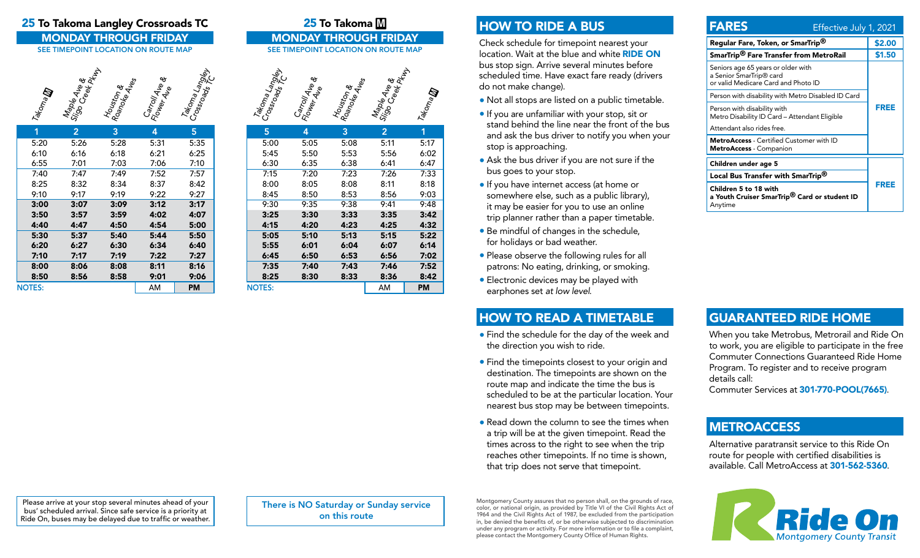## 25 To Takoma Langley Crossroads TC

### MONDAY THROUGH FRIDAY

SEE TIMEPOINT LOCATION ON ROUTE MAP

| Takoma M | Maple Ave & Sligo Creek Pkwy | Houston & Roanoke Aves | Carroll Ave & Flower Ave | Takoma Langley Crossroads TC |
|---|---|---|---|---|
| 1 | 2 | 3 | 4 | 5 |
| 5:20 | 5:26 | 5:28 | 5:31 | 5:35 |
| 6:10 | 6:16 | 6:18 | 6:21 | 6:25 |
| 6:55 | 7:01 | 7:03 | 7:06 | 7:10 |
| 7:40 | 7:47 | 7:49 | 7:52 | 7:57 |
| 8:25 | 8:32 | 8:34 | 8:37 | 8:42 |
| 9:10 | 9:17 | 9:19 | 9:22 | 9:27 |
| **3:00** | **3:07** | **3:09** | **3:12** | **3:17** |
| **3:50** | **3:57** | **3:59** | **4:02** | **4:07** |
| **4:40** | **4:47** | **4:50** | **4:54** | **5:00** |
| **5:30** | **5:37** | **5:40** | **5:44** | **5:50** |
| **6:20** | **6:27** | **6:30** | **6:34** | **6:40** |
| **7:10** | **7:17** | **7:19** | **7:22** | **7:27** |
| **8:00** | **8:06** | **8:08** | **8:11** | **8:16** |
| **8:50** | **8:56** | **8:58** | **9:01** | **9:06** |

NOTES: AM **PM**

Please arrive at your stop several minutes ahead of your bus' scheduled arrival. Since safe service is a priority at Ride On, buses may be delayed due to traffic or weather.

## 25 To Takoma M

### MONDAY THROUGH FRIDAY

SEE TIMEPOINT LOCATION ON ROUTE MAP

| Takoma Langley Crossroads TC | Carroll Ave & Flower Ave | Houston & Roanoke Aves | Maple Ave & Sligo Creek Pkwy | Takoma M |
|---|---|---|---|---|
| 5 | 4 | 3 | 2 | 1 |
| 5:00 | 5:05 | 5:08 | 5:11 | 5:17 |
| 5:45 | 5:50 | 5:53 | 5:56 | 6:02 |
| 6:30 | 6:35 | 6:38 | 6:41 | 6:47 |
| 7:15 | 7:20 | 7:23 | 7:26 | 7:33 |
| 8:00 | 8:05 | 8:08 | 8:11 | 8:18 |
| 8:45 | 8:50 | 8:53 | 8:56 | 9:03 |
| 9:30 | 9:35 | 9:38 | 9:41 | 9:48 |
| **3:25** | **3:30** | **3:33** | **3:35** | **3:42** |
| **4:15** | **4:20** | **4:23** | **4:25** | **4:32** |
| **5:05** | **5:10** | **5:13** | **5:15** | **5:22** |
| **5:55** | **6:01** | **6:04** | **6:07** | **6:14** |
| **6:45** | **6:50** | **6:53** | **6:56** | **7:02** |
| **7:35** | **7:40** | **7:43** | **7:46** | **7:52** |
| **8:25** | **8:30** | **8:33** | **8:36** | **8:42** |

NOTES: AM **PM**

There is NO Saturday or Sunday service on this route

## HOW TO RIDE A BUS

Check schedule for timepoint nearest your location. Wait at the blue and white **RIDE ON** bus stop sign. Arrive several minutes before scheduled time. Have exact fare ready (drivers do not make change).

- Not all stops are listed on a public timetable.
- If you are unfamiliar with your stop, sit or stand behind the line near the front of the bus and ask the bus driver to notify you when your stop is approaching.
- Ask the bus driver if you are not sure if the bus goes to your stop.
- If you have internet access (at home or somewhere else, such as a public library), it may be easier for you to use an online trip planner rather than a paper timetable.
- Be mindful of changes in the schedule, for holidays or bad weather.
- Please observe the following rules for all patrons: No eating, drinking, or smoking.
- Electronic devices may be played with earphones set *at low level.*

## HOW TO READ A TIMETABLE

- Find the schedule for the day of the week and the direction you wish to ride.
- Find the timepoints closest to your origin and destination. The timepoints are shown on the route map and indicate the time the bus is scheduled to be at the particular location. Your nearest bus stop may be between timepoints.
- Read down the column to see the times when a trip will be at the given timepoint. Read the times across to the right to see when the trip reaches other timepoints. If no time is shown, that trip does not serve that timepoint.

Montgomery County assures that no person shall, on the grounds of race, color, or national origin, as provided by Title VI of the Civil Rights Act of 1964 and the Civil Rights Act of 1987, be excluded from the participation in, be denied the benefits of, or be otherwise subjected to discrimination under any program or activity. For more information or to file a complaint, please contact the Montgomery County Office of Human Rights.

## FARES

Effective July 1, 2021

| | |
|---|---|
| **Regular Fare, Token, or SmarTrip®** | **$2.00** |
| **SmarTrip® Fare Transfer from MetroRail** | **$1.50** |
| Seniors age 65 years or older with a Senior SmarTrip® card or valid Medicare Card and Photo ID | **FREE** |
| Person with disability with Metro Disabled ID Card | |
| Person with disability with Metro Disability ID Card – Attendant Eligible; Attendant also rides free. | |
| **MetroAccess** - Certified Customer with ID; **MetroAccess** - Companion | |
| **Children under age 5** | **FREE** |
| **Local Bus Transfer with SmarTrip®** | |
| **Children 5 to 18 with a Youth Cruiser SmarTrip® Card or student ID** Anytime | |

## GUARANTEED RIDE HOME

When you take Metrobus, Metrorail and Ride On to work, you are eligible to participate in the free Commuter Connections Guaranteed Ride Home Program. To register and to receive program details call:
Commuter Services at **301-770-POOL(7665)**.

## METROACCESS

Alternative paratransit service to this Ride On route for people with certified disabilities is available. Call MetroAccess at **301-562-5360**.

Ride On
Montgomery County Transit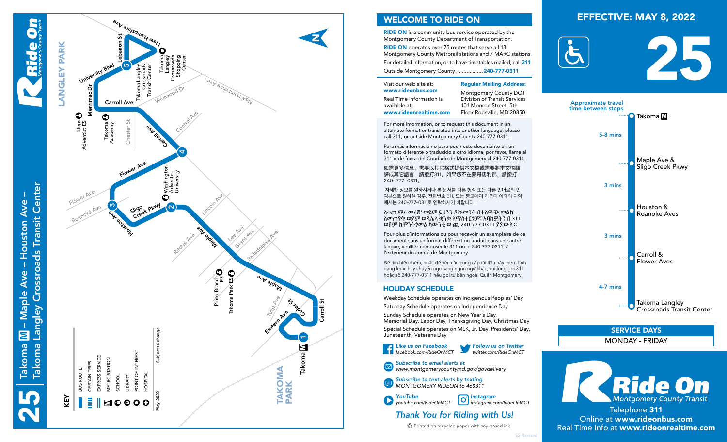# 25 Takoma M – Maple Ave – Houston Ave – Takoma Langley Crossroads Transit Center

Ride On
Montgomery County Transit

LANGLEY PARK

TAKOMA PARK

KEY
BUS ROUTE
CERTAIN TRIPS
EXPRESS SERVICE
METRO STATION
SCHOOL
LIBRARY
POINT OF INTEREST
HOSPITAL

May 2022

Subject to change

## WELCOME TO RIDE ON

**RIDE ON** is a community bus service operated by the Montgomery County Department of Transportation.

**RIDE ON** operates over 75 routes that serve all 13 Montgomery County Metrorail stations and 7 MARC stations.

For detailed information, or to have timetables mailed, call **311**.

Outside Montgomery County .................. **240-777-0311**

Visit our web site at:
**www.rideonbus.com**

Real Time information is available at:
**www.rideonrealtime.com**

**Regular Mailing Address:**
Montgomery County DOT
Division of Transit Services
101 Monroe Street, 5th Floor Rockville, MD 20850

For more information, or to request this document in an alternate format or translated into another language, please call 311, or outside Montgomery County 240-777-0311.

Para más información o para pedir este documento en un formato diferente o traducido a otro idioma, por favor, llame al 311 o de fuera del Condado de Montgomery al 240-777-0311.

如需更多信息、需要以其它格式提供本文檔或需要將本文檔翻譯成其它語言，請撥打311。如果您不在蒙哥馬利郡，請撥打240–777–0311。

자세한 정보를 원하시거나 본 문서를 다른 형식 또는 다른 언어로의 번역본으로 원하실 경우, 전화번호 311, 또는 몽고메리 카운티 이외의 지역에서는 240-777-0311로 연락하시기 바랍니다.

ለተጨማሪ መረጃ፣ ወይም ይህንን ዶኩመንት በተለዋጭ መልክ ለመጠየቅ ወይም ወደሌላ ቋንቋ ለማስተርጎም፣ እባክዎትን በ 311 ወይም ከሞንትጎመሪ ካውንቲ ውጪ 240-777-0311 ይደውሉ።

Pour plus d'informations ou pour recevoir un exemplaire de ce document sous un format différent ou traduit dans une autre langue, veuillez composer le 311 ou le 240-777-0311, à l'extérieur du comté de Montgomery.

Để tìm hiểu thêm, hoặc để yêu cầu cung cấp tài liệu này theo định dạng khác hay chuyển ngữ sang ngôn ngữ khác, vui lòng gọi 311 hoặc số 240-777-0311 nếu gọi từ bên ngoài Quận Montgomery.

## HOLIDAY SCHEDULE

Weekday Schedule operates on Indigenous Peoples' Day

Saturday Schedule operates on Independence Day

Sunday Schedule operates on New Year's Day, Memorial Day, Labor Day, Thanksgiving Day, Christmas Day

Special Schedule operates on MLK, Jr. Day, Presidents' Day, Juneteenth, Veterans Day

*Like us on Facebook* facebook.com/RideOnMCT

*Follow us on Twitter* twitter.com/RideOnMCT

*Subscribe to email alerts at* www.montgomerycountymd.gov/govdelivery

*Subscribe to text alerts by texting* MONTGOMERY RIDEON to 468311

*YouTube* youtube.com/RideOnMCT

*Instagram* instagram.com/RideOnMCT

*Thank You for Riding with Us!*

Printed on recycled paper with soy-based ink

## EFFECTIVE: MAY 8, 2022

# 25

Approximate travel time between stops

Takoma M
5-8 mins
Maple Ave & Sligo Creek Pkwy
3 mins
Houston & Roanoke Aves
3 mins
Carroll & Flower Aves
4-7 mins
Takoma Langley Crossroads Transit Center

## SERVICE DAYS

MONDAY - FRIDAY

Ride On
Montgomery County Transit

Telephone **311**
Online at **www.rideonbus.com**
Real Time Info at **www.rideonrealtime.com**